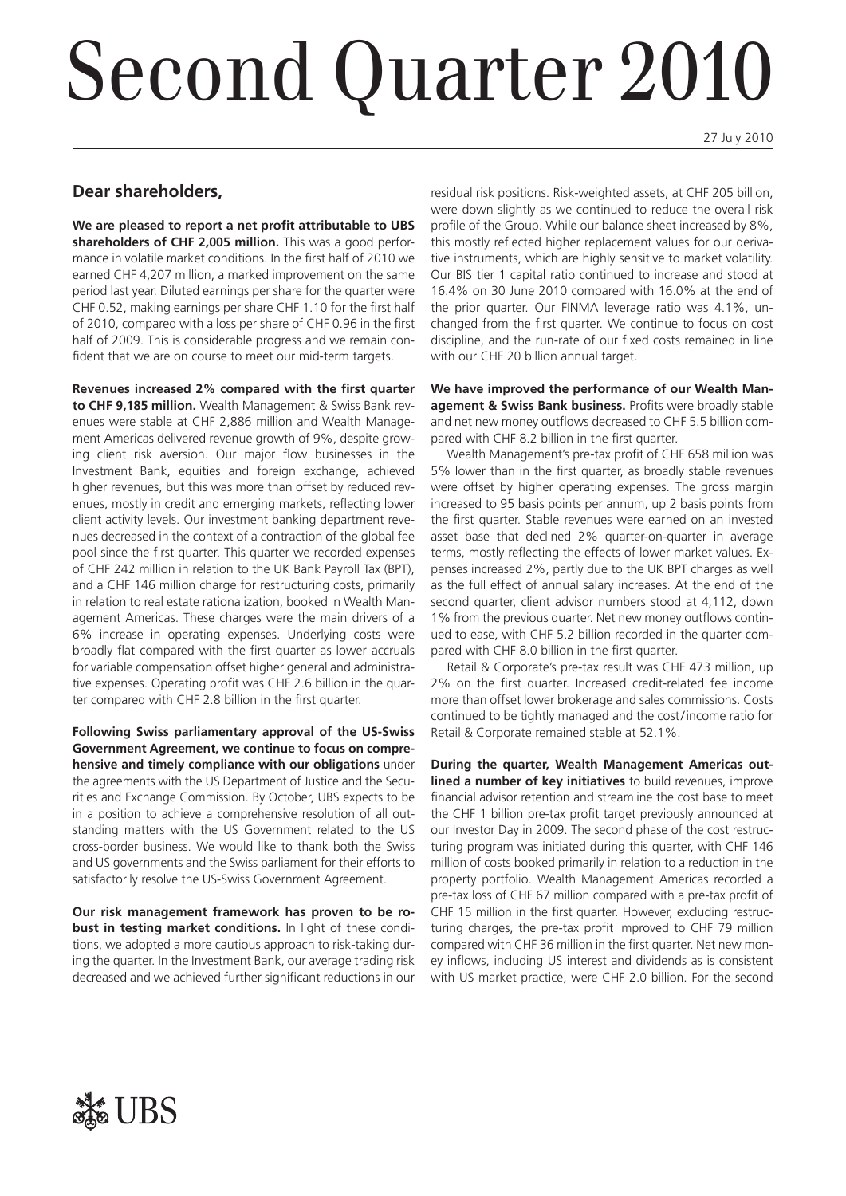# Second Quarter 2010

27 July 2010

## Dear shareholders,

**We are pleased to report a net profit attributable to UBS shareholders of CHF 2,005 million.** This was a good performance in volatile market conditions. In the first half of 2010 we earned CHF 4,207 million, a marked improvement on the same period last year. Diluted earnings per share for the quarter were CHF 0.52, making earnings per share CHF 1.10 for the first half of 2010, compared with a loss per share of CHF 0.96 in the first half of 2009. This is considerable progress and we remain confident that we are on course to meet our mid-term targets.

**Revenues increased 2% compared with the first quarter to CHF 9,185 million.** Wealth Management & Swiss Bank revenues were stable at CHF 2,886 million and Wealth Management Americas delivered revenue growth of 9%, despite growing client risk aversion. Our major flow businesses in the Investment Bank, equities and foreign exchange, achieved higher revenues, but this was more than offset by reduced revenues, mostly in credit and emerging markets, reflecting lower client activity levels. Our investment banking department revenues decreased in the context of a contraction of the global fee pool since the first quarter. This quarter we recorded expenses of CHF 242 million in relation to the UK Bank Payroll Tax (BPT), and a CHF 146 million charge for restructuring costs, primarily in relation to real estate rationalization, booked in Wealth Management Americas. These charges were the main drivers of a 6% increase in operating expenses. Underlying costs were broadly flat compared with the first quarter as lower accruals for variable compensation offset higher general and administrative expenses. Operating profit was CHF 2.6 billion in the quarter compared with CHF 2.8 billion in the first quarter.

**Following Swiss parliamentary approval of the US-Swiss Government Agreement, we continue to focus on comprehensive and timely compliance with our obligations** under the agreements with the US Department of Justice and the Securities and Exchange Commission. By October, UBS expects to be in a position to achieve a comprehensive resolution of all outstanding matters with the US Government related to the US cross-border business. We would like to thank both the Swiss and US governments and the Swiss parliament for their efforts to satisfactorily resolve the US-Swiss Government Agreement.

**Our risk management framework has proven to be robust in testing market conditions.** In light of these conditions, we adopted a more cautious approach to risk-taking during the quarter. In the Investment Bank, our average trading risk decreased and we achieved further significant reductions in our residual risk positions. Risk-weighted assets, at CHF 205 billion, were down slightly as we continued to reduce the overall risk profile of the Group. While our balance sheet increased by 8%, this mostly reflected higher replacement values for our derivative instruments, which are highly sensitive to market volatility. Our BIS tier 1 capital ratio continued to increase and stood at 16.4% on 30 June 2010 compared with 16.0% at the end of the prior quarter. Our FINMA leverage ratio was 4.1%, unchanged from the first quarter. We continue to focus on cost discipline, and the run-rate of our fixed costs remained in line with our CHF 20 billion annual target.

**We have improved the performance of our Wealth Management & Swiss Bank business.** Profits were broadly stable and net new money outflows decreased to CHF 5.5 billion compared with CHF 8.2 billion in the first quarter.

Wealth Management's pre-tax profit of CHF 658 million was 5% lower than in the first quarter, as broadly stable revenues were offset by higher operating expenses. The gross margin increased to 95 basis points per annum, up 2 basis points from the first quarter. Stable revenues were earned on an invested asset base that declined 2% quarter-on-quarter in average terms, mostly reflecting the effects of lower market values. Expenses increased 2%, partly due to the UK BPT charges as well as the full effect of annual salary increases. At the end of the second quarter, client advisor numbers stood at 4,112, down 1% from the previous quarter. Net new money outflows continued to ease, with CHF 5.2 billion recorded in the quarter compared with CHF 8.0 billion in the first quarter.

Retail & Corporate's pre-tax result was CHF 473 million, up 2% on the first quarter. Increased credit-related fee income more than offset lower brokerage and sales commissions. Costs continued to be tightly managed and the cost/income ratio for Retail & Corporate remained stable at 52.1%.

**During the quarter, Wealth Management Americas outlined a number of key initiatives** to build revenues, improve financial advisor retention and streamline the cost base to meet the CHF 1 billion pre-tax profit target previously announced at our Investor Day in 2009. The second phase of the cost restructuring program was initiated during this quarter, with CHF 146 million of costs booked primarily in relation to a reduction in the property portfolio. Wealth Management Americas recorded a pre-tax loss of CHF 67 million compared with a pre-tax profit of CHF 15 million in the first quarter. However, excluding restructuring charges, the pre-tax profit improved to CHF 79 million compared with CHF 36 million in the first quarter. Net new money inflows, including US interest and dividends as is consistent with US market practice, were CHF 2.0 billion. For the second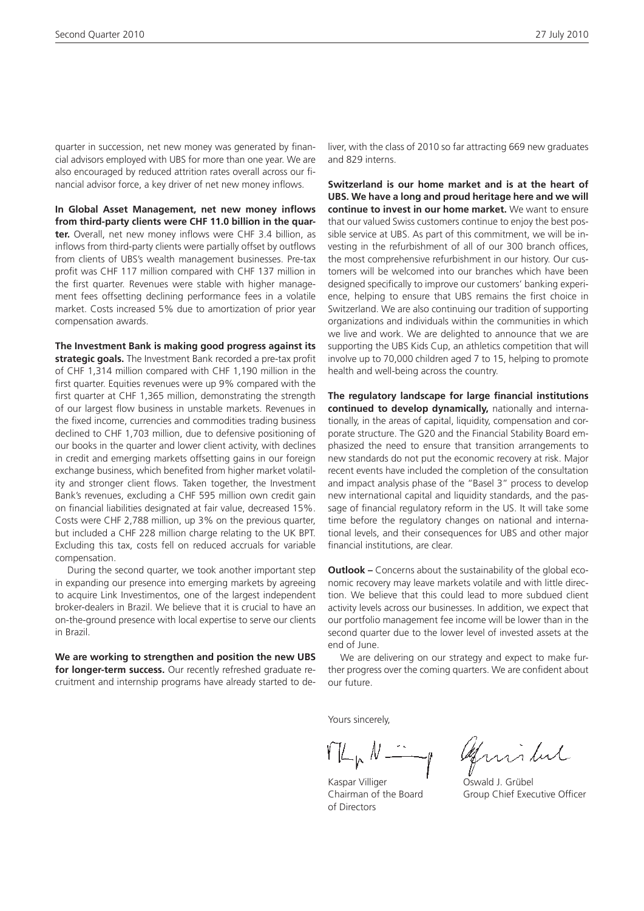quarter in succession, net new money was generated by financial advisors employed with UBS for more than one year. We are also encouraged by reduced attrition rates overall across our financial advisor force, a key driver of net new money inflows.

**In Global Asset Management, net new money inflows from third-party clients were CHF 11.0 billion in the quarter.** Overall, net new money inflows were CHF 3.4 billion, as inflows from third-party clients were partially offset by outflows from clients of UBS's wealth management businesses. Pre-tax profit was CHF 117 million compared with CHF 137 million in the first quarter. Revenues were stable with higher management fees offsetting declining performance fees in a volatile market. Costs increased 5% due to amortization of prior year compensation awards.

**The Investment Bank is making good progress against its strategic goals.** The Investment Bank recorded a pre-tax profit of CHF 1,314 million compared with CHF 1,190 million in the first quarter. Equities revenues were up 9% compared with the first quarter at CHF 1,365 million, demonstrating the strength of our largest flow business in unstable markets. Revenues in the fixed income, currencies and commodities trading business declined to CHF 1,703 million, due to defensive positioning of our books in the quarter and lower client activity, with declines in credit and emerging markets offsetting gains in our foreign exchange business, which benefited from higher market volatility and stronger client flows. Taken together, the Investment Bank's revenues, excluding a CHF 595 million own credit gain on financial liabilities designated at fair value, decreased 15%. Costs were CHF 2,788 million, up 3% on the previous quarter, but included a CHF 228 million charge relating to the UK BPT. Excluding this tax, costs fell on reduced accruals for variable compensation.

During the second quarter, we took another important step in expanding our presence into emerging markets by agreeing to acquire Link Investimentos, one of the largest independent broker-dealers in Brazil. We believe that it is crucial to have an on-the-ground presence with local expertise to serve our clients in Brazil.

**We are working to strengthen and position the new UBS for longer-term success.** Our recently refreshed graduate recruitment and internship programs have already started to deliver, with the class of 2010 so far attracting 669 new graduates and 829 interns.

**Switzerland is our home market and is at the heart of UBS. We have a long and proud heritage here and we will continue to invest in our home market.** We want to ensure that our valued Swiss customers continue to enjoy the best possible service at UBS. As part of this commitment, we will be investing in the refurbishment of all of our 300 branch offices, the most comprehensive refurbishment in our history. Our customers will be welcomed into our branches which have been designed specifically to improve our customers' banking experience, helping to ensure that UBS remains the first choice in Switzerland. We are also continuing our tradition of supporting organizations and individuals within the communities in which we live and work. We are delighted to announce that we are supporting the UBS Kids Cup, an athletics competition that will involve up to 70,000 children aged 7 to 15, helping to promote health and well-being across the country.

**The regulatory landscape for large financial institutions continued to develop dynamically,** nationally and internationally, in the areas of capital, liquidity, compensation and corporate structure. The G20 and the Financial Stability Board emphasized the need to ensure that transition arrangements to new standards do not put the economic recovery at risk. Major recent events have included the completion of the consultation and impact analysis phase of the "Basel 3" process to develop new international capital and liquidity standards, and the passage of financial regulatory reform in the US. It will take some time before the regulatory changes on national and international levels, and their consequences for UBS and other major financial institutions, are clear.

**Outlook –** Concerns about the sustainability of the global economic recovery may leave markets volatile and with little direction. We believe that this could lead to more subdued client activity levels across our businesses. In addition, we expect that our portfolio management fee income will be lower than in the second quarter due to the lower level of invested assets at the end of June.

We are delivering on our strategy and expect to make further progress over the coming quarters. We are confident about our future.

Yours sincerely,

Kaspar Villiger
Chairman of the Board of Directors

Oswald J. Grübel
Group Chief Executive Officer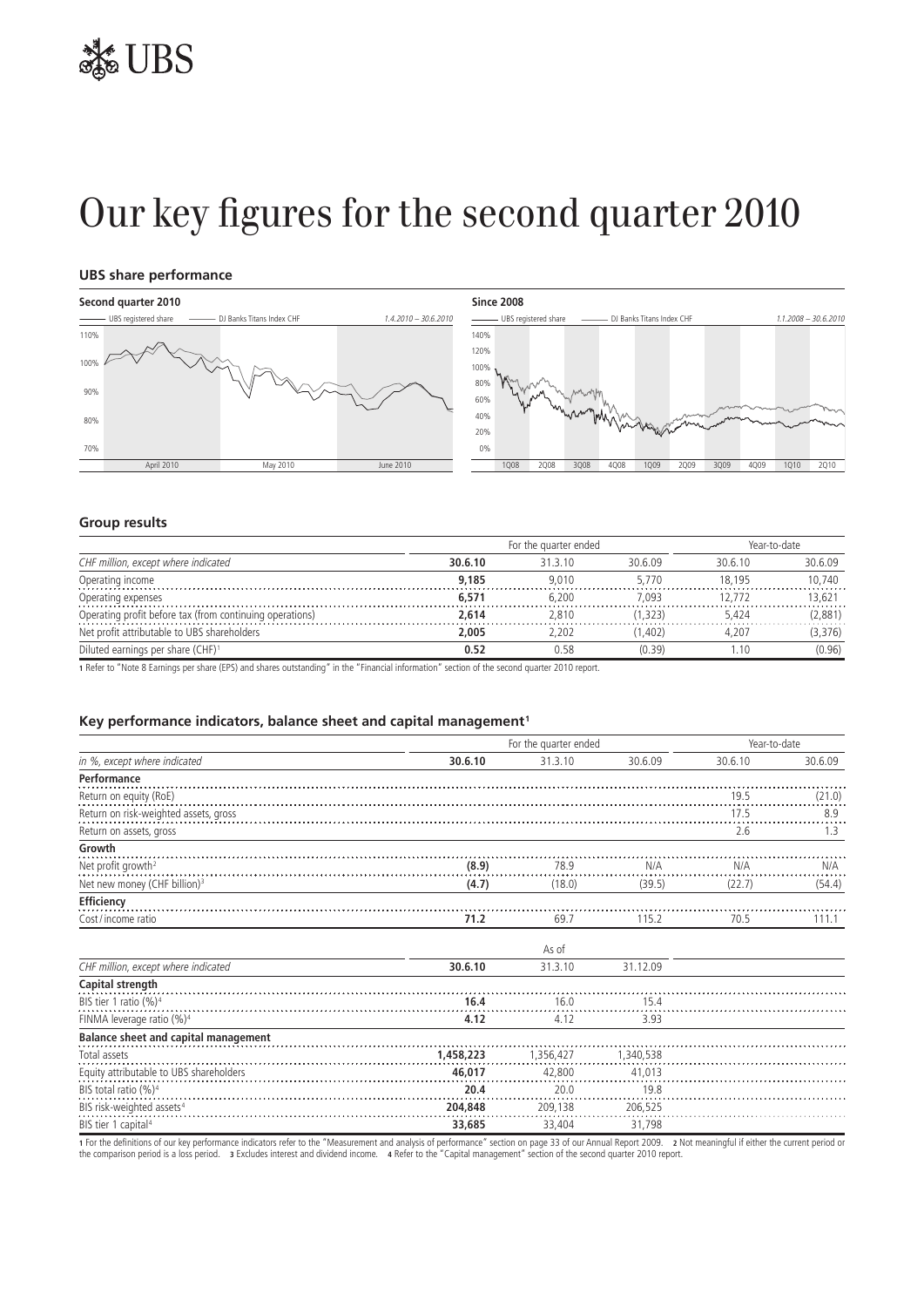# Our key figures for the second quarter 2010

## UBS share performance

**Second quarter 2010**

UBS registered share — DJ Banks Titans Index CHF — 1.4.2010 – 30.6.2010

**Since 2008**

UBS registered share — DJ Banks Titans Index CHF — 1.1.2008 – 30.6.2010

## Group results

| | For the quarter ended | | | Year-to-date | |
|---|---|---|---|---|---|
| *CHF million, except where indicated* | **30.6.10** | 31.3.10 | 30.6.09 | 30.6.10 | 30.6.09 |
| Operating income | **9,185** | 9,010 | 5,770 | 18,195 | 10,740 |
| Operating expenses | **6,571** | 6,200 | 7,093 | 12,772 | 13,621 |
| Operating profit before tax (from continuing operations) | **2,614** | 2,810 | (1,323) | 5,424 | (2,881) |
| Net profit attributable to UBS shareholders | **2,005** | 2,202 | (1,402) | 4,207 | (3,376) |
| Diluted earnings per share (CHF)[1] | **0.52** | 0.58 | (0.39) | 1.10 | (0.96) |

1 Refer to "Note 8 Earnings per share (EPS) and shares outstanding" in the "Financial information" section of the second quarter 2010 report.

## Key performance indicators, balance sheet and capital management[1]

| | For the quarter ended | | | Year-to-date | |
|---|---|---|---|---|---|
| *in %, except where indicated* | **30.6.10** | 31.3.10 | 30.6.09 | 30.6.10 | 30.6.09 |
| **Performance** | | | | | |
| Return on equity (RoE) | | | | 19.5 | (21.0) |
| Return on risk-weighted assets, gross | | | | 17.5 | 8.9 |
| Return on assets, gross | | | | 2.6 | 1.3 |
| **Growth** | | | | | |
| Net profit growth[2] | **(8.9)** | 78.9 | N/A | N/A | N/A |
| Net new money (CHF billion)[3] | **(4.7)** | (18.0) | (39.5) | (22.7) | (54.4) |
| **Efficiency** | | | | | |
| Cost / income ratio | **71.2** | 69.7 | 115.2 | 70.5 | 111.1 |

| | As of | | |
|---|---|---|---|
| *CHF million, except where indicated* | **30.6.10** | 31.3.10 | 31.12.09 |
| **Capital strength** | | | |
| BIS tier 1 ratio (%)[4] | **16.4** | 16.0 | 15.4 |
| FINMA leverage ratio (%)[4] | **4.12** | 4.12 | 3.93 |
| **Balance sheet and capital management** | | | |
| Total assets | **1,458,223** | 1,356,427 | 1,340,538 |
| Equity attributable to UBS shareholders | **46,017** | 42,800 | 41,013 |
| BIS total ratio (%)[4] | **20.4** | 20.0 | 19.8 |
| BIS risk-weighted assets[4] | **204,848** | 209,138 | 206,525 |
| BIS tier 1 capital[4] | **33,685** | 33,404 | 31,798 |

1 For the definitions of our key performance indicators refer to the "Measurement and analysis of performance" section on page 33 of our Annual Report 2009. 2 Not meaningful if either the current period or the comparison period is a loss period. 3 Excludes interest and dividend income. 4 Refer to the "Capital management" section of the second quarter 2010 report.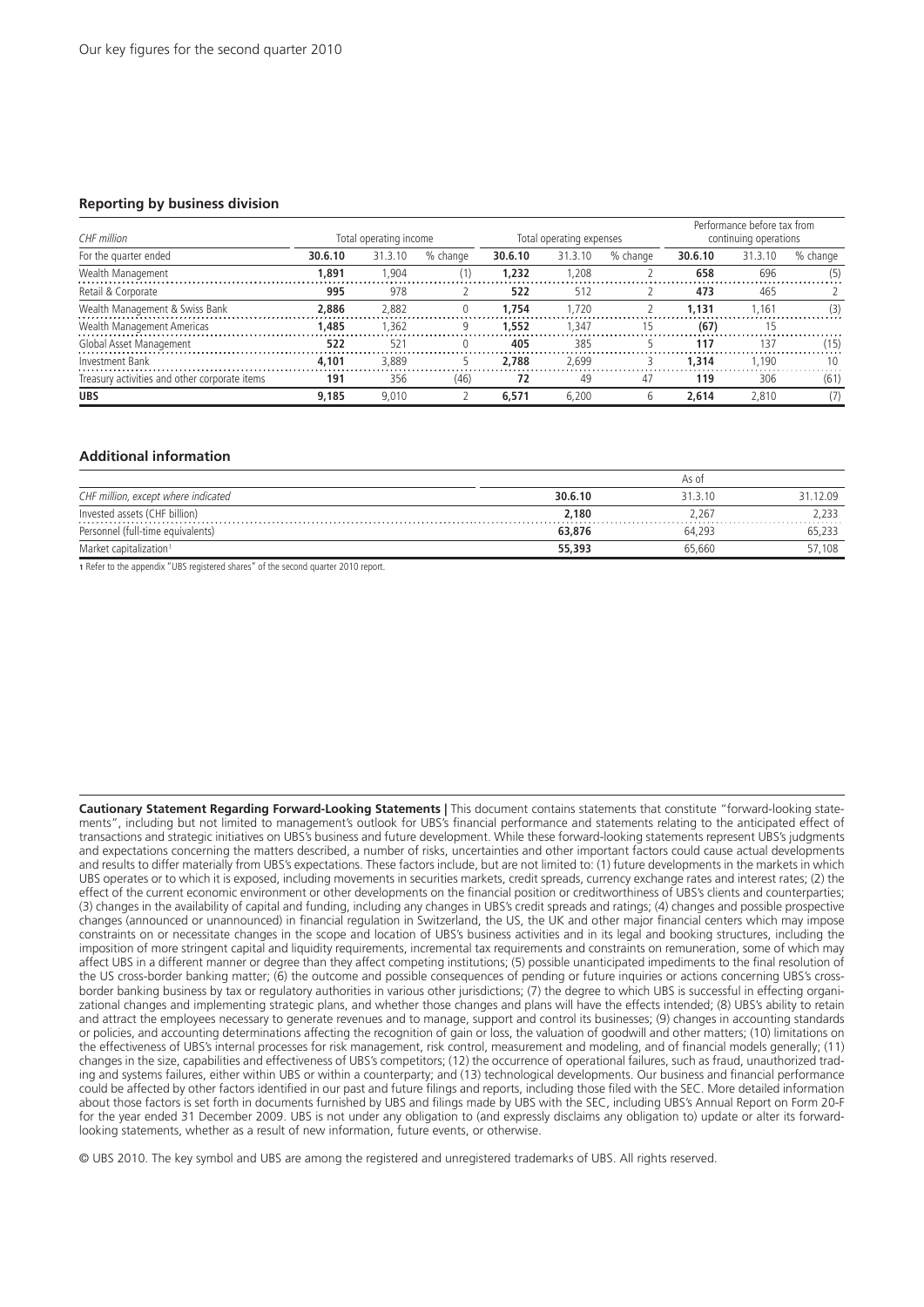Our key figures for the second quarter 2010

## Reporting by business division

| *CHF million* | Total operating income | | | Total operating expenses | | | Performance before tax from continuing operations | | |
|---|---|---|---|---|---|---|---|---|---|
| For the quarter ended | **30.6.10** | 31.3.10 | % change | **30.6.10** | 31.3.10 | % change | **30.6.10** | 31.3.10 | % change |
| Wealth Management | **1,891** | 1,904 | (1) | **1,232** | 1,208 | 2 | **658** | 696 | (5) |
| Retail & Corporate | **995** | 978 | 2 | **522** | 512 | 2 | **473** | 465 | 2 |
| Wealth Management & Swiss Bank | **2,886** | 2,882 | 0 | **1,754** | 1,720 | 2 | **1,131** | 1,161 | (3) |
| Wealth Management Americas | **1,485** | 1,362 | 9 | **1,552** | 1,347 | 15 | **(67)** | 15 | |
| Global Asset Management | **522** | 521 | 0 | **405** | 385 | 5 | **117** | 137 | (15) |
| Investment Bank | **4,101** | 3,889 | 5 | **2,788** | 2,699 | 3 | **1,314** | 1,190 | 10 |
| Treasury activities and other corporate items | **191** | 356 | (46) | **72** | 49 | 47 | **119** | 306 | (61) |
| **UBS** | **9,185** | 9,010 | 2 | **6,571** | 6,200 | 6 | **2,614** | 2,810 | (7) |

## Additional information

| | As of | | |
|---|---|---|---|
| *CHF million, except where indicated* | **30.6.10** | 31.3.10 | 31.12.09 |
| Invested assets (CHF billion) | **2,180** | 2,267 | 2,233 |
| Personnel (full-time equivalents) | **63,876** | 64,293 | 65,233 |
| Market capitalization[1] | **55,393** | 65,660 | 57,108 |

1 Refer to the appendix "UBS registered shares" of the second quarter 2010 report.

**Cautionary Statement Regarding Forward-Looking Statements |** This document contains statements that constitute "forward-looking statements", including but not limited to management's outlook for UBS's financial performance and statements relating to the anticipated effect of transactions and strategic initiatives on UBS's business and future development. While these forward-looking statements represent UBS's judgments and expectations concerning the matters described, a number of risks, uncertainties and other important factors could cause actual developments and results to differ materially from UBS's expectations. These factors include, but are not limited to: (1) future developments in the markets in which UBS operates or to which it is exposed, including movements in securities markets, credit spreads, currency exchange rates and interest rates; (2) the effect of the current economic environment or other developments on the financial position or creditworthiness of UBS's clients and counterparties; (3) changes in the availability of capital and funding, including any changes in UBS's credit spreads and ratings; (4) changes and possible prospective changes (announced or unannounced) in financial regulation in Switzerland, the US, the UK and other major financial centers which may impose constraints on or necessitate changes in the scope and location of UBS's business activities and in its legal and booking structures, including the imposition of more stringent capital and liquidity requirements, incremental tax requirements and constraints on remuneration, some of which may affect UBS in a different manner or degree than they affect competing institutions; (5) possible unanticipated impediments to the final resolution of the US cross-border banking matter; (6) the outcome and possible consequences of pending or future inquiries or actions concerning UBS's cross-border banking business by tax or regulatory authorities in various other jurisdictions; (7) the degree to which UBS is successful in effecting organizational changes and implementing strategic plans, and whether those changes and plans will have the effects intended; (8) UBS's ability to retain and attract the employees necessary to generate revenues and to manage, support and control its businesses; (9) changes in accounting standards or policies, and accounting determinations affecting the recognition of gain or loss, the valuation of goodwill and other matters; (10) limitations on the effectiveness of UBS's internal processes for risk management, risk control, measurement and modeling, and of financial models generally; (11) changes in the size, capabilities and effectiveness of UBS's competitors; (12) the occurrence of operational failures, such as fraud, unauthorized trading and systems failures, either within UBS or within a counterparty; and (13) technological developments. Our business and financial performance could be affected by other factors identified in our past and future filings and reports, including those filed with the SEC. More detailed information about those factors is set forth in documents furnished by UBS and filings made by UBS with the SEC, including UBS's Annual Report on Form 20-F for the year ended 31 December 2009. UBS is not under any obligation to (and expressly disclaims any obligation to) update or alter its forward-looking statements, whether as a result of new information, future events, or otherwise.

© UBS 2010. The key symbol and UBS are among the registered and unregistered trademarks of UBS. All rights reserved.